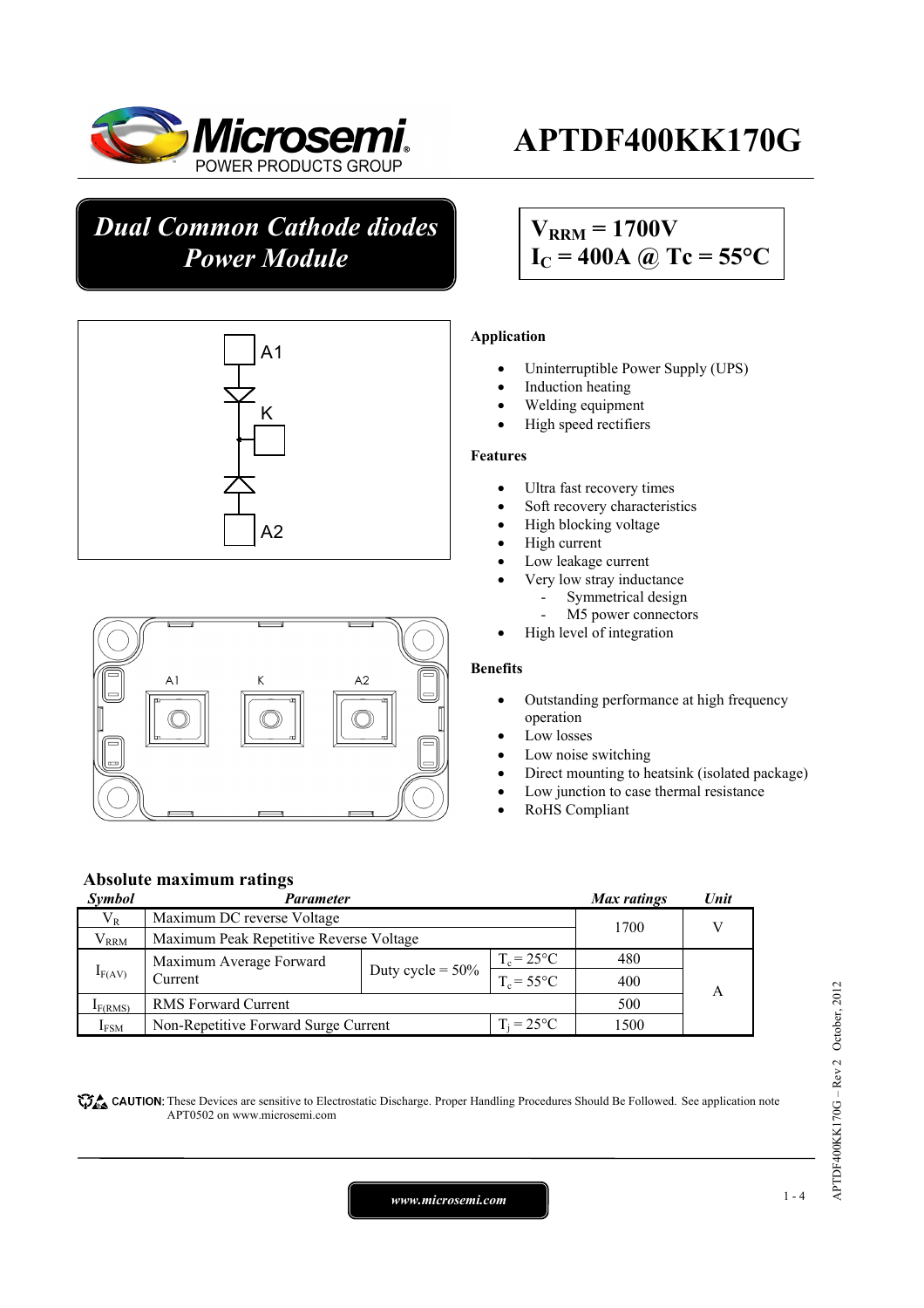# APTDF400KK170G

## *Dual Common Cathode diodes Power Module*

$V_{RRM}$ = 1700V
$I_C$ = 400A @ Tc = 55°C

### Application

- Uninterruptible Power Supply (UPS)
- Induction heating
- Welding equipment
- High speed rectifiers

### Features

- Ultra fast recovery times
- Soft recovery characteristics
- High blocking voltage
- High current
- Low leakage current
- Very low stray inductance
  - Symmetrical design
  - M5 power connectors
- High level of integration

### Benefits

- Outstanding performance at high frequency operation
- Low losses
- Low noise switching
- Direct mounting to heatsink (isolated package)
- Low junction to case thermal resistance
- RoHS Compliant

## Absolute maximum ratings

| *Symbol* | *Parameter* | | | *Max ratings* | *Unit* |
|---|---|---|---|---|---|
| $V_R$ | Maximum DC reverse Voltage | | | 1700 | V |
| $V_{RRM}$ | Maximum Peak Repetitive Reverse Voltage | | | | |
| $I_{F(AV)}$ | Maximum Average Forward Current | Duty cycle = 50% | $T_c$ = 25°C | 480 | A |
| | | | $T_c$ = 55°C | 400 | |
| $I_{F(RMS)}$ | RMS Forward Current | | | 500 | |
| $I_{FSM}$ | Non-Repetitive Forward Surge Current | | $T_j$ = 25°C | 1500 | |

CAUTION: These Devices are sensitive to Electrostatic Discharge. Proper Handling Procedures Should Be Followed. See application note APT0502 on www.microsemi.com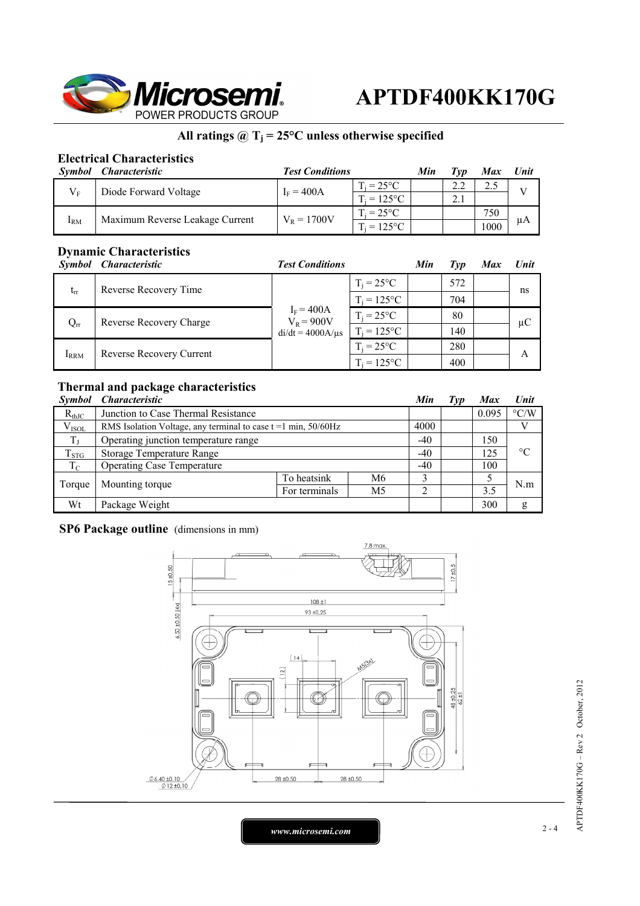# APTDF400KK170G

**All ratings @ $T_j$ = 25°C unless otherwise specified**

## Electrical Characteristics

| Symbol | Characteristic | Test Conditions | | Min | Typ | Max | Unit |
|---|---|---|---|---|---|---|---|
| $V_F$ | Diode Forward Voltage | $I_F$ = 400A | $T_j$ = 25°C | | 2.2 | 2.5 | V |
| | | | $T_j$ = 125°C | | 2.1 | | |
| $I_{RM}$ | Maximum Reverse Leakage Current | $V_R$ = 1700V | $T_j$ = 25°C | | | 750 | µA |
| | | | $T_j$ = 125°C | | | 1000 | |

## Dynamic Characteristics

| Symbol | Characteristic | Test Conditions | | Min | Typ | Max | Unit |
|---|---|---|---|---|---|---|---|
| $t_{rr}$ | Reverse Recovery Time | $I_F$ = 400A<br>$V_R$ = 900V<br>di/dt = 4000A/µs | $T_j$ = 25°C | | 572 | | ns |
| | | | $T_j$ = 125°C | | 704 | | |
| $Q_{rr}$ | Reverse Recovery Charge | | $T_j$ = 25°C | | 80 | | µC |
| | | | $T_j$ = 125°C | | 140 | | |
| $I_{RRM}$ | Reverse Recovery Current | | $T_j$ = 25°C | | 280 | | A |
| | | | $T_j$ = 125°C | | 400 | | |

## Thermal and package characteristics

| Symbol | Characteristic | | | Min | Typ | Max | Unit |
|---|---|---|---|---|---|---|---|
| $R_{thJC}$ | Junction to Case Thermal Resistance | | | | | 0.095 | °C/W |
| $V_{ISOL}$ | RMS Isolation Voltage, any terminal to case t =1 min, 50/60Hz | | | 4000 | | | V |
| $T_J$ | Operating junction temperature range | | | -40 | | 150 | °C |
| $T_{STG}$ | Storage Temperature Range | | | -40 | | 125 | |
| $T_C$ | Operating Case Temperature | | | -40 | | 100 | |
| Torque | Mounting torque | To heatsink | M6 | 3 | | 5 | N.m |
| | | For terminals | M5 | 2 | | 3.5 | |
| Wt | Package Weight | | | | | 300 | g |

## SP6 Package outline (dimensions in mm)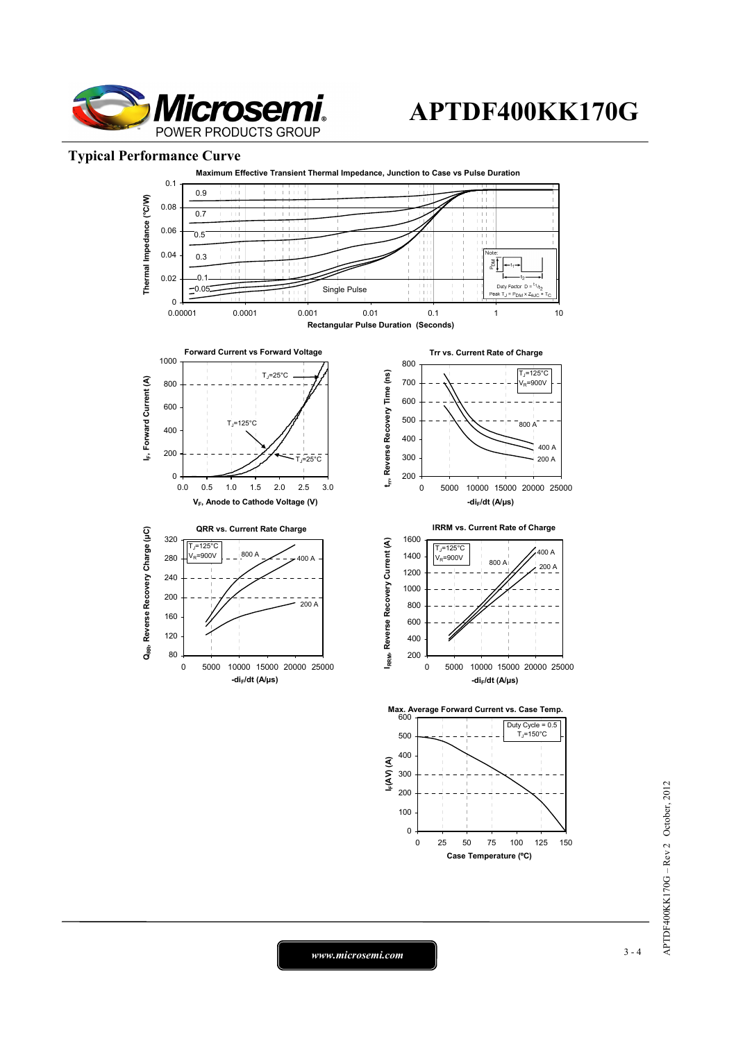## Typical Performance Curve

**Maximum Effective Transient Thermal Impedance, Junction to Case vs Pulse Duration**

Thermal Impedance (°C/W) vs Rectangular Pulse Duration (Seconds)

Curves: 0.9, 0.7, 0.5, 0.3, 0.1, 0.05, Single Pulse

Note: Duty Factor $D = t_1/t_2$; Peak $T_J = P_{DM} \times Z_{\theta JC} + T_C$

**Forward Current vs Forward Voltage**

$I_F$, Forward Current (A) vs $V_F$, Anode to Cathode Voltage (V)

$T_J$=25°C, $T_J$=125°C

**Trr vs. Current Rate of Charge**

$t_{rr}$, Reverse Recovery Time (ns) vs $-di_F/dt$ (A/µs)

$T_J$=125°C, $V_R$=900V; 800 A, 400 A, 200 A

**QRR vs. Current Rate Charge**

$Q_{RR}$, Reverse Recovery Charge (µC) vs $-di_F/dt$ (A/µs)

$T_J$=125°C, $V_R$=900V; 800 A, 400 A, 200 A

**IRRM vs. Current Rate of Charge**

$I_{RRM}$, Reverse Recovery Current (A) vs $-di_F/dt$ (A/µs)

$T_J$=125°C, $V_R$=900V; 800 A, 400 A, 200 A

**Max. Average Forward Current vs. Case Temp.**

$I_F(AV)$ (A) vs Case Temperature (°C)

Duty Cycle = 0.5, $T_J$=150°C

*www.microsemi.com*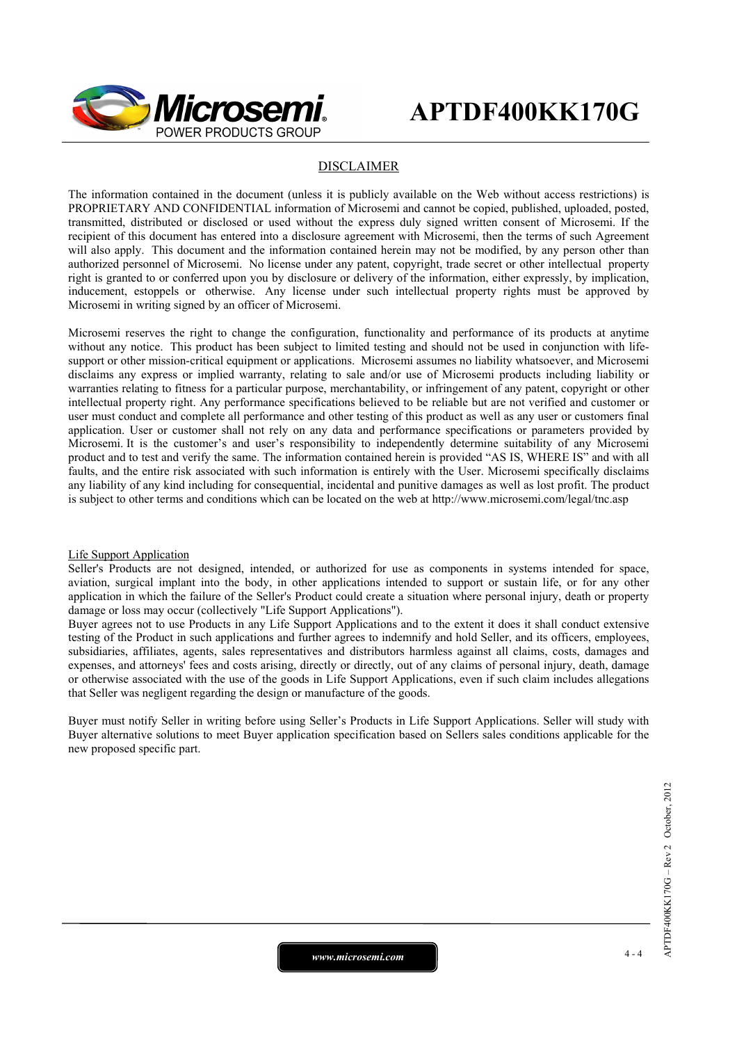## DISCLAIMER

The information contained in the document (unless it is publicly available on the Web without access restrictions) is PROPRIETARY AND CONFIDENTIAL information of Microsemi and cannot be copied, published, uploaded, posted, transmitted, distributed or disclosed or used without the express duly signed written consent of Microsemi. If the recipient of this document has entered into a disclosure agreement with Microsemi, then the terms of such Agreement will also apply. This document and the information contained herein may not be modified, by any person other than authorized personnel of Microsemi. No license under any patent, copyright, trade secret or other intellectual property right is granted to or conferred upon you by disclosure or delivery of the information, either expressly, by implication, inducement, estoppels or otherwise. Any license under such intellectual property rights must be approved by Microsemi in writing signed by an officer of Microsemi.

Microsemi reserves the right to change the configuration, functionality and performance of its products at anytime without any notice. This product has been subject to limited testing and should not be used in conjunction with life-support or other mission-critical equipment or applications. Microsemi assumes no liability whatsoever, and Microsemi disclaims any express or implied warranty, relating to sale and/or use of Microsemi products including liability or warranties relating to fitness for a particular purpose, merchantability, or infringement of any patent, copyright or other intellectual property right. Any performance specifications believed to be reliable but are not verified and customer or user must conduct and complete all performance and other testing of this product as well as any user or customers final application. User or customer shall not rely on any data and performance specifications or parameters provided by Microsemi. It is the customer's and user's responsibility to independently determine suitability of any Microsemi product and to test and verify the same. The information contained herein is provided "AS IS, WHERE IS" and with all faults, and the entire risk associated with such information is entirely with the User. Microsemi specifically disclaims any liability of any kind including for consequential, incidental and punitive damages as well as lost profit. The product is subject to other terms and conditions which can be located on the web at http://www.microsemi.com/legal/tnc.asp

### Life Support Application

Seller's Products are not designed, intended, or authorized for use as components in systems intended for space, aviation, surgical implant into the body, in other applications intended to support or sustain life, or for any other application in which the failure of the Seller's Product could create a situation where personal injury, death or property damage or loss may occur (collectively "Life Support Applications").

Buyer agrees not to use Products in any Life Support Applications and to the extent it does it shall conduct extensive testing of the Product in such applications and further agrees to indemnify and hold Seller, and its officers, employees, subsidiaries, affiliates, agents, sales representatives and distributors harmless against all claims, costs, damages and expenses, and attorneys' fees and costs arising, directly or indirectly, out of any claims of personal injury, death, damage or otherwise associated with the use of the goods in Life Support Applications, even if such claim includes allegations that Seller was negligent regarding the design or manufacture of the goods.

Buyer must notify Seller in writing before using Seller's Products in Life Support Applications. Seller will study with Buyer alternative solutions to meet Buyer application specification based on Sellers sales conditions applicable for the new proposed specific part.